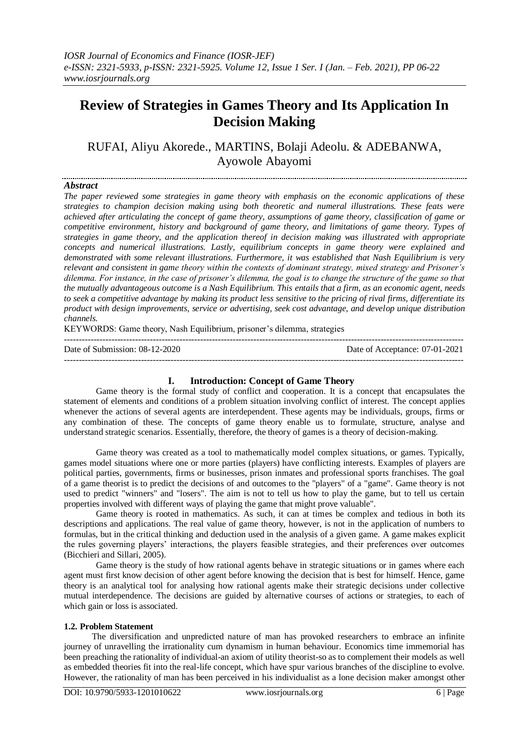# Review of Strategies in Games Theory and Its Application In Decision Making

RUFAI, Aliyu Akorede., MARTINS, Bolaji Adeolu. & ADEBANWA, Ayowole Abayomi

### *Abstract*

*The paper reviewed some strategies in game theory with emphasis on the economic applications of these strategies to champion decision making using both theoretic and numeral illustrations. These feats were achieved after articulating the concept of game theory, assumptions of game theory, classification of game or competitive environment, history and background of game theory, and limitations of game theory. Types of strategies in game theory, and the application thereof in decision making was illustrated with appropriate concepts and numerical illustrations. Lastly, equilibrium concepts in game theory were explained and demonstrated with some relevant illustrations. Furthermore, it was established that Nash Equilibrium is very relevant and consistent in game theory within the contexts of dominant strategy, mixed strategy and Prisoner's dilemma. For instance, in the case of prisoner's dilemma, the goal is to change the structure of the game so that the mutually advantageous outcome is a Nash Equilibrium. This entails that a firm, as an economic agent, needs to seek a competitive advantage by making its product less sensitive to the pricing of rival firms, differentiate its product with design improvements, service or advertising, seek cost advantage, and develop unique distribution channels.*

KEYWORDS: Game theory, Nash Equilibrium, prisoner's dilemma, strategies

Date of Submission: 08-12-2020 Date of Acceptance: 07-01-2021

## I. Introduction: Concept of Game Theory

Game theory is the formal study of conflict and cooperation. It is a concept that encapsulates the statement of elements and conditions of a problem situation involving conflict of interest. The concept applies whenever the actions of several agents are interdependent. These agents may be individuals, groups, firms or any combination of these. The concepts of game theory enable us to formulate, structure, analyse and understand strategic scenarios. Essentially, therefore, the theory of games is a theory of decision-making.

Game theory was created as a tool to mathematically model complex situations, or games. Typically, games model situations where one or more parties (players) have conflicting interests. Examples of players are political parties, governments, firms or businesses, prison inmates and professional sports franchises. The goal of a game theorist is to predict the decisions of and outcomes to the "players" of a "game". Game theory is not used to predict "winners" and "losers". The aim is not to tell us how to play the game, but to tell us certain properties involved with different ways of playing the game that might prove valuable".

Game theory is rooted in mathematics. As such, it can at times be complex and tedious in both its descriptions and applications. The real value of game theory, however, is not in the application of numbers to formulas, but in the critical thinking and deduction used in the analysis of a given game. A game makes explicit the rules governing players' interactions, the players feasible strategies, and their preferences over outcomes (Bicchieri and Sillari, 2005).

Game theory is the study of how rational agents behave in strategic situations or in games where each agent must first know decision of other agent before knowing the decision that is best for himself. Hence, game theory is an analytical tool for analysing how rational agents make their strategic decisions under collective mutual interdependence. The decisions are guided by alternative courses of actions or strategies, to each of which gain or loss is associated.

### 1.2. Problem Statement

The diversification and unpredicted nature of man has provoked researchers to embrace an infinite journey of unravelling the irrationality cum dynamism in human behaviour. Economics time immemorial has been preaching the rationality of individual-an axiom of utility theorist-so as to complement their models as well as embedded theories fit into the real-life concept, which have spur various branches of the discipline to evolve. However, the rationality of man has been perceived in his individualist as a lone decision maker amongst other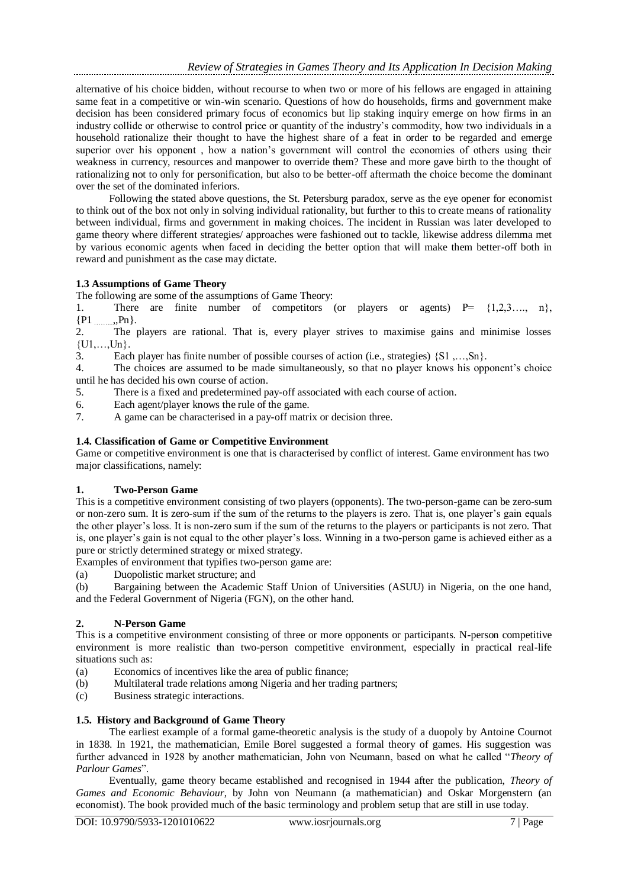alternative of his choice bidden, without recourse to when two or more of his fellows are engaged in attaining same feat in a competitive or win-win scenario. Questions of how do households, firms and government make decision has been considered primary focus of economics but lip staking inquiry emerge on how firms in an industry collide or otherwise to control price or quantity of the industry's commodity, how two individuals in a household rationalize their thought to have the highest share of a feat in order to be regarded and emerge superior over his opponent , how a nation's government will control the economies of others using their weakness in currency, resources and manpower to override them? These and more gave birth to the thought of rationalizing not to only for personification, but also to be better-off aftermath the choice become the dominant over the set of the dominated inferiors.

Following the stated above questions, the St. Petersburg paradox, serve as the eye opener for economist to think out of the box not only in solving individual rationality, but further to this to create means of rationality between individual, firms and government in making choices. The incident in Russian was later developed to game theory where different strategies/ approaches were fashioned out to tackle, likewise address dilemma met by various economic agents when faced in deciding the better option that will make them better-off both in reward and punishment as the case may dictate.

### 1.3 Assumptions of Game Theory

The following are some of the assumptions of Game Theory:

1. There are finite number of competitors (or players or agents) P= {1,2,3…., n}, {P1 ………,,Pn}.
2. The players are rational. That is, every player strives to maximise gains and minimise losses {U1,…,Un}.
3. Each player has finite number of possible courses of action (i.e., strategies) {S1 ,…,Sn}.
4. The choices are assumed to be made simultaneously, so that no player knows his opponent's choice until he has decided his own course of action.
5. There is a fixed and predetermined pay-off associated with each course of action.
6. Each agent/player knows the rule of the game.
7. A game can be characterised in a pay-off matrix or decision three.

### 1.4. Classification of Game or Competitive Environment

Game or competitive environment is one that is characterised by conflict of interest. Game environment has two major classifications, namely:

#### 1. Two-Person Game

This is a competitive environment consisting of two players (opponents). The two-person-game can be zero-sum or non-zero sum. It is zero-sum if the sum of the returns to the players is zero. That is, one player's gain equals the other player's loss. It is non-zero sum if the sum of the returns to the players or participants is not zero. That is, one player's gain is not equal to the other player's loss. Winning in a two-person game is achieved either as a pure or strictly determined strategy or mixed strategy.

Examples of environment that typifies two-person game are:

(a) Duopolistic market structure; and

(b) Bargaining between the Academic Staff Union of Universities (ASUU) in Nigeria, on the one hand, and the Federal Government of Nigeria (FGN), on the other hand.

#### 2. N-Person Game

This is a competitive environment consisting of three or more opponents or participants. N-person competitive environment is more realistic than two-person competitive environment, especially in practical real-life situations such as:

(a) Economics of incentives like the area of public finance;

(b) Multilateral trade relations among Nigeria and her trading partners;

(c) Business strategic interactions.

### 1.5. History and Background of Game Theory

The earliest example of a formal game-theoretic analysis is the study of a duopoly by Antoine Cournot in 1838. In 1921, the mathematician, Emile Borel suggested a formal theory of games. His suggestion was further advanced in 1928 by another mathematician, John von Neumann, based on what he called "*Theory of Parlour Games*".

Eventually, game theory became established and recognised in 1944 after the publication, *Theory of Games and Economic Behaviour*, by John von Neumann (a mathematician) and Oskar Morgenstern (an economist). The book provided much of the basic terminology and problem setup that are still in use today.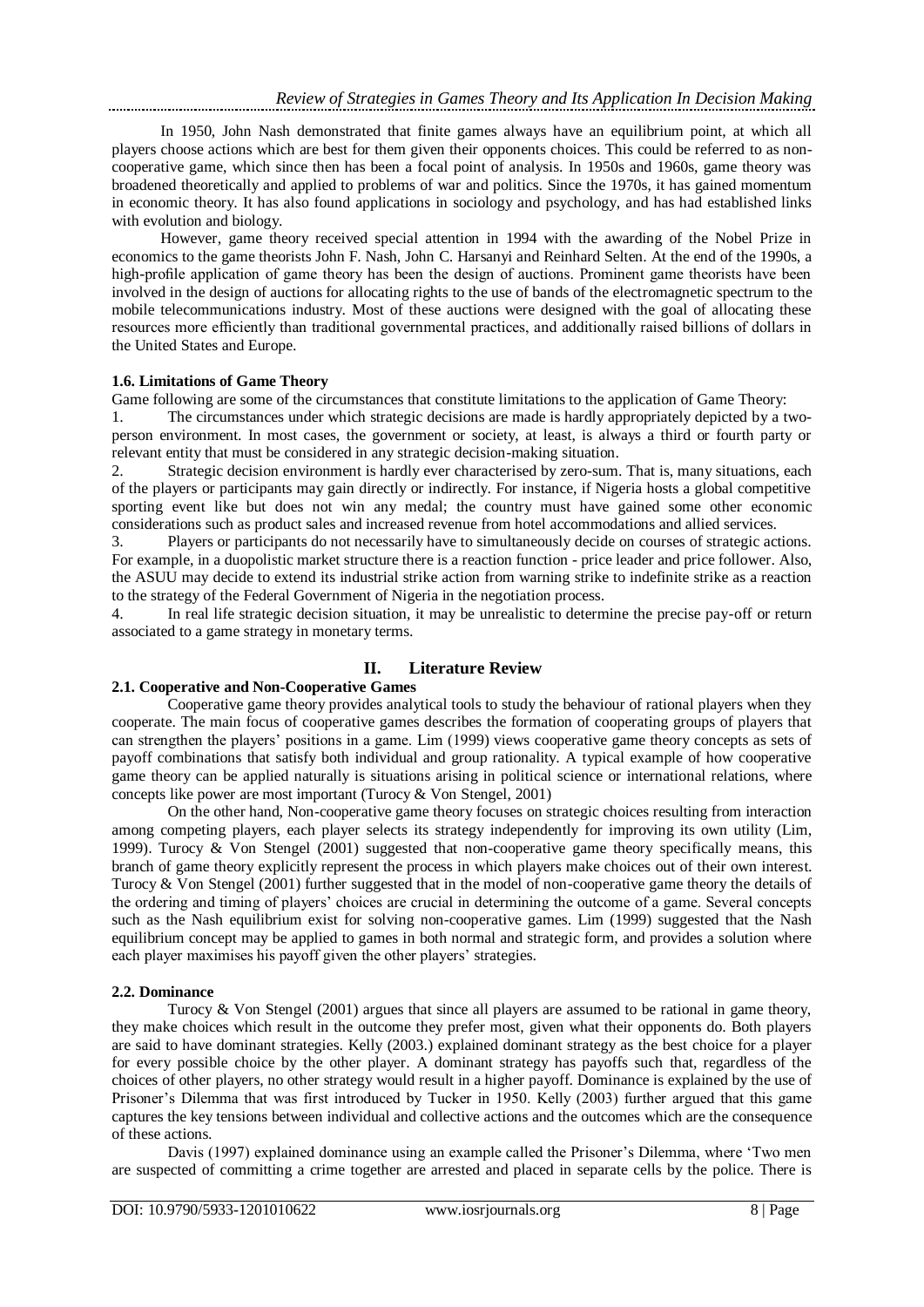In 1950, John Nash demonstrated that finite games always have an equilibrium point, at which all players choose actions which are best for them given their opponents choices. This could be referred to as non-cooperative game, which since then has been a focal point of analysis. In 1950s and 1960s, game theory was broadened theoretically and applied to problems of war and politics. Since the 1970s, it has gained momentum in economic theory. It has also found applications in sociology and psychology, and has had established links with evolution and biology.

However, game theory received special attention in 1994 with the awarding of the Nobel Prize in economics to the game theorists John F. Nash, John C. Harsanyi and Reinhard Selten. At the end of the 1990s, a high-profile application of game theory has been the design of auctions. Prominent game theorists have been involved in the design of auctions for allocating rights to the use of bands of the electromagnetic spectrum to the mobile telecommunications industry. Most of these auctions were designed with the goal of allocating these resources more efficiently than traditional governmental practices, and additionally raised billions of dollars in the United States and Europe.

### 1.6. Limitations of Game Theory

Game following are some of the circumstances that constitute limitations to the application of Game Theory:

1. The circumstances under which strategic decisions are made is hardly appropriately depicted by a two-person environment. In most cases, the government or society, at least, is always a third or fourth party or relevant entity that must be considered in any strategic decision-making situation.
2. Strategic decision environment is hardly ever characterised by zero-sum. That is, many situations, each of the players or participants may gain directly or indirectly. For instance, if Nigeria hosts a global competitive sporting event like but does not win any medal; the country must have gained some other economic considerations such as product sales and increased revenue from hotel accommodations and allied services.
3. Players or participants do not necessarily have to simultaneously decide on courses of strategic actions. For example, in a duopolistic market structure there is a reaction function - price leader and price follower. Also, the ASUU may decide to extend its industrial strike action from warning strike to indefinite strike as a reaction to the strategy of the Federal Government of Nigeria in the negotiation process.
4. In real life strategic decision situation, it may be unrealistic to determine the precise pay-off or return associated to a game strategy in monetary terms.

## II. Literature Review

### 2.1. Cooperative and Non-Cooperative Games

Cooperative game theory provides analytical tools to study the behaviour of rational players when they cooperate. The main focus of cooperative games describes the formation of cooperating groups of players that can strengthen the players' positions in a game. Lim (1999) views cooperative game theory concepts as sets of payoff combinations that satisfy both individual and group rationality. A typical example of how cooperative game theory can be applied naturally is situations arising in political science or international relations, where concepts like power are most important (Turocy & Von Stengel, 2001)

On the other hand, Non-cooperative game theory focuses on strategic choices resulting from interaction among competing players, each player selects its strategy independently for improving its own utility (Lim, 1999). Turocy & Von Stengel (2001) suggested that non-cooperative game theory specifically means, this branch of game theory explicitly represent the process in which players make choices out of their own interest. Turocy & Von Stengel (2001) further suggested that in the model of non-cooperative game theory the details of the ordering and timing of players' choices are crucial in determining the outcome of a game. Several concepts such as the Nash equilibrium exist for solving non-cooperative games. Lim (1999) suggested that the Nash equilibrium concept may be applied to games in both normal and strategic form, and provides a solution where each player maximises his payoff given the other players' strategies.

### 2.2. Dominance

Turocy & Von Stengel (2001) argues that since all players are assumed to be rational in game theory, they make choices which result in the outcome they prefer most, given what their opponents do. Both players are said to have dominant strategies. Kelly (2003.) explained dominant strategy as the best choice for a player for every possible choice by the other player. A dominant strategy has payoffs such that, regardless of the choices of other players, no other strategy would result in a higher payoff. Dominance is explained by the use of Prisoner's Dilemma that was first introduced by Tucker in 1950. Kelly (2003) further argued that this game captures the key tensions between individual and collective actions and the outcomes which are the consequence of these actions.

Davis (1997) explained dominance using an example called the Prisoner's Dilemma, where 'Two men are suspected of committing a crime together are arrested and placed in separate cells by the police. There is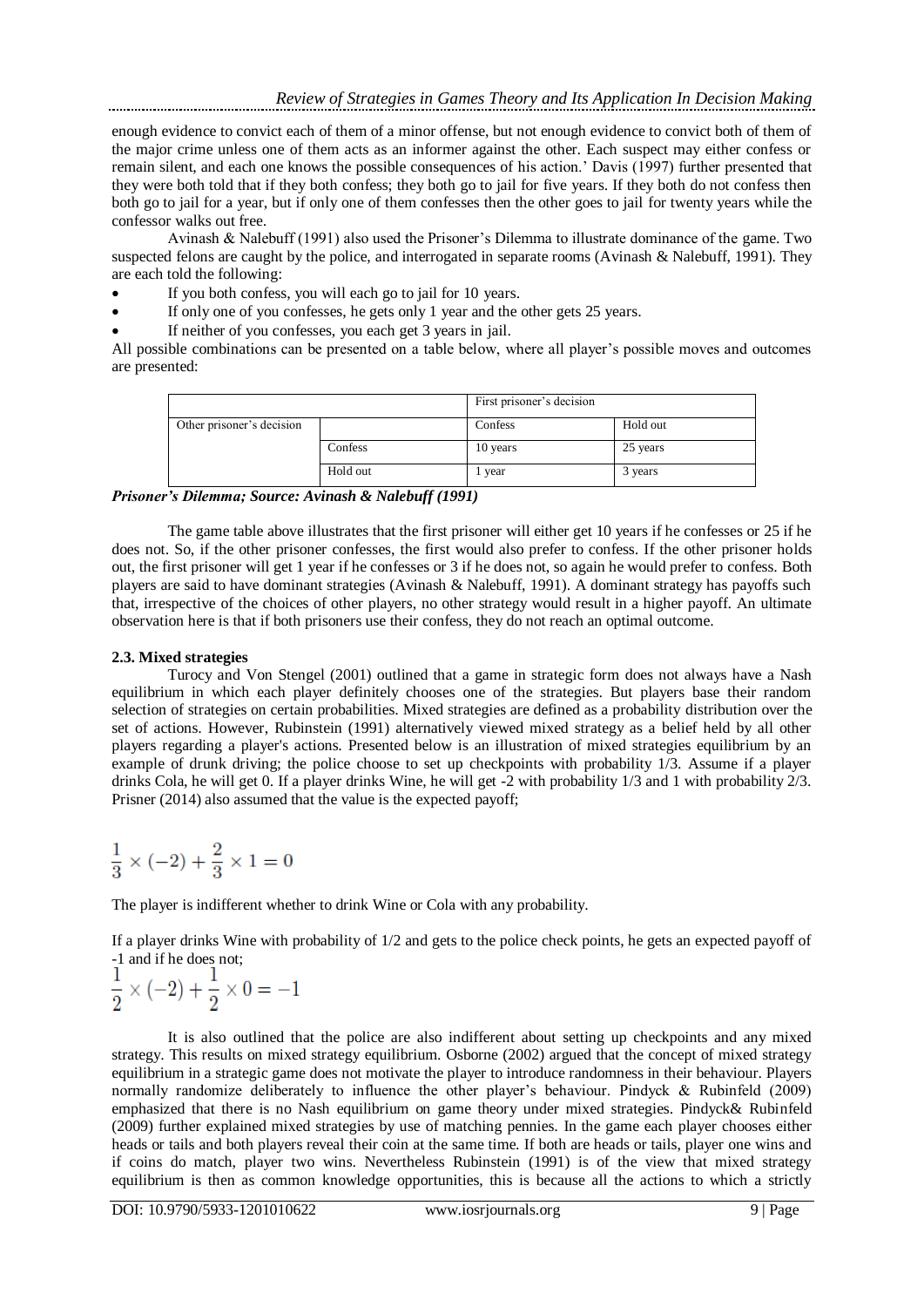enough evidence to convict each of them of a minor offense, but not enough evidence to convict both of them of the major crime unless one of them acts as an informer against the other. Each suspect may either confess or remain silent, and each one knows the possible consequences of his action.' Davis (1997) further presented that they were both told that if they both confess; they both go to jail for five years. If they both do not confess then both go to jail for a year, but if only one of them confesses then the other goes to jail for twenty years while the confessor walks out free.

Avinash & Nalebuff (1991) also used the Prisoner's Dilemma to illustrate dominance of the game. Two suspected felons are caught by the police, and interrogated in separate rooms (Avinash & Nalebuff, 1991). They are each told the following:

- If you both confess, you will each go to jail for 10 years.
- If only one of you confesses, he gets only 1 year and the other gets 25 years.
- If neither of you confesses, you each get 3 years in jail.

All possible combinations can be presented on a table below, where all player's possible moves and outcomes are presented:

| | | First prisoner's decision | |
|---|---|---|---|
| Other prisoner's decision | | Confess | Hold out |
| | Confess | 10 years | 25 years |
| | Hold out | 1 year | 3 years |

***Prisoner's Dilemma; Source: Avinash & Nalebuff (1991)***

The game table above illustrates that the first prisoner will either get 10 years if he confesses or 25 if he does not. So, if the other prisoner confesses, the first would also prefer to confess. If the other prisoner holds out, the first prisoner will get 1 year if he confesses or 3 if he does not, so again he would prefer to confess. Both players are said to have dominant strategies (Avinash & Nalebuff, 1991). A dominant strategy has payoffs such that, irrespective of the choices of other players, no other strategy would result in a higher payoff. An ultimate observation here is that if both prisoners use their confess, they do not reach an optimal outcome.

**2.3. Mixed strategies**

Turocy and Von Stengel (2001) outlined that a game in strategic form does not always have a Nash equilibrium in which each player definitely chooses one of the strategies. But players base their random selection of strategies on certain probabilities. Mixed strategies are defined as a probability distribution over the set of actions. However, Rubinstein (1991) alternatively viewed mixed strategy as a belief held by all other players regarding a player's actions. Presented below is an illustration of mixed strategies equilibrium by an example of drunk driving; the police choose to set up checkpoints with probability 1/3. Assume if a player drinks Cola, he will get 0. If a player drinks Wine, he will get -2 with probability 1/3 and 1 with probability 2/3. Prisner (2014) also assumed that the value is the expected payoff;

$$\frac{1}{3} \times (-2) + \frac{2}{3} \times 1 = 0$$

The player is indifferent whether to drink Wine or Cola with any probability.

If a player drinks Wine with probability of 1/2 and gets to the police check points, he gets an expected payoff of -1 and if he does not;

$$\frac{1}{2} \times (-2) + \frac{1}{2} \times 0 = -1$$

It is also outlined that the police are also indifferent about setting up checkpoints and any mixed strategy. This results on mixed strategy equilibrium. Osborne (2002) argued that the concept of mixed strategy equilibrium in a strategic game does not motivate the player to introduce randomness in their behaviour. Players normally randomize deliberately to influence the other player's behaviour. Pindyck & Rubinfeld (2009) emphasized that there is no Nash equilibrium on game theory under mixed strategies. Pindyck& Rubinfeld (2009) further explained mixed strategies by use of matching pennies. In the game each player chooses either heads or tails and both players reveal their coin at the same time. If both are heads or tails, player one wins and if coins do match, player two wins. Nevertheless Rubinstein (1991) is of the view that mixed strategy equilibrium is then as common knowledge opportunities, this is because all the actions to which a strictly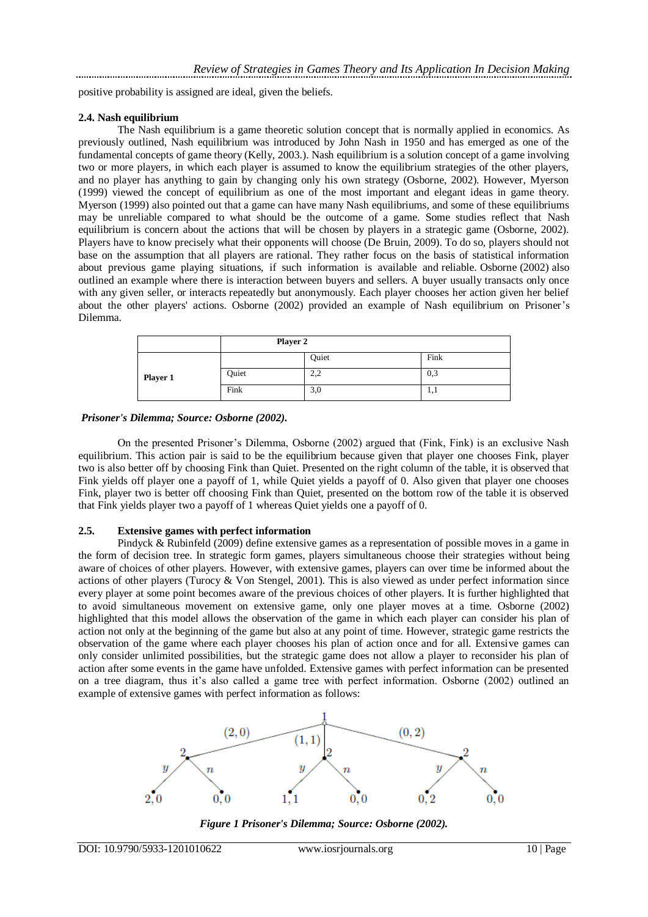positive probability is assigned are ideal, given the beliefs.

### 2.4. Nash equilibrium

The Nash equilibrium is a game theoretic solution concept that is normally applied in economics. As previously outlined, Nash equilibrium was introduced by John Nash in 1950 and has emerged as one of the fundamental concepts of game theory (Kelly, 2003.). Nash equilibrium is a solution concept of a game involving two or more players, in which each player is assumed to know the equilibrium strategies of the other players, and no player has anything to gain by changing only his own strategy (Osborne, 2002). However, Myerson (1999) viewed the concept of equilibrium as one of the most important and elegant ideas in game theory. Myerson (1999) also pointed out that a game can have many Nash equilibriums, and some of these equilibriums may be unreliable compared to what should be the outcome of a game. Some studies reflect that Nash equilibrium is concern about the actions that will be chosen by players in a strategic game (Osborne, 2002). Players have to know precisely what their opponents will choose (De Bruin, 2009). To do so, players should not base on the assumption that all players are rational. They rather focus on the basis of statistical information about previous game playing situations, if such information is available and reliable. Osborne (2002) also outlined an example where there is interaction between buyers and sellers. A buyer usually transacts only once with any given seller, or interacts repeatedly but anonymously. Each player chooses her action given her belief about the other players' actions. Osborne (2002) provided an example of Nash equilibrium on Prisoner's Dilemma.

| | **Player 2** | | |
|---|---|---|---|
| | | Quiet | Fink |
| **Player 1** | Quiet | 2,2 | 0,3 |
| | Fink | 3,0 | 1,1 |

***Prisoner's Dilemma; Source: Osborne (2002).***

On the presented Prisoner's Dilemma, Osborne (2002) argued that (Fink, Fink) is an exclusive Nash equilibrium. This action pair is said to be the equilibrium because given that player one chooses Fink, player two is also better off by choosing Fink than Quiet. Presented on the right column of the table, it is observed that Fink yields off player one a payoff of 1, while Quiet yields a payoff of 0. Also given that player one chooses Fink, player two is better off choosing Fink than Quiet, presented on the bottom row of the table it is observed that Fink yields player two a payoff of 1 whereas Quiet yields one a payoff of 0.

### 2.5. Extensive games with perfect information

Pindyck & Rubinfeld (2009) define extensive games as a representation of possible moves in a game in the form of decision tree. In strategic form games, players simultaneous choose their strategies without being aware of choices of other players. However, with extensive games, players can over time be informed about the actions of other players (Turocy & Von Stengel, 2001). This is also viewed as under perfect information since every player at some point becomes aware of the previous choices of other players. It is further highlighted that to avoid simultaneous movement on extensive game, only one player moves at a time. Osborne (2002) highlighted that this model allows the observation of the game in which each player can consider his plan of action not only at the beginning of the game but also at any point of time. However, strategic game restricts the observation of the game where each player chooses his plan of action once and for all. Extensive games can only consider unlimited possibilities, but the strategic game does not allow a player to reconsider his plan of action after some events in the game have unfolded. Extensive games with perfect information can be presented on a tree diagram, thus it's also called a game tree with perfect information. Osborne (2002) outlined an example of extensive games with perfect information as follows:

***Figure 1 Prisoner's Dilemma; Source: Osborne (2002).***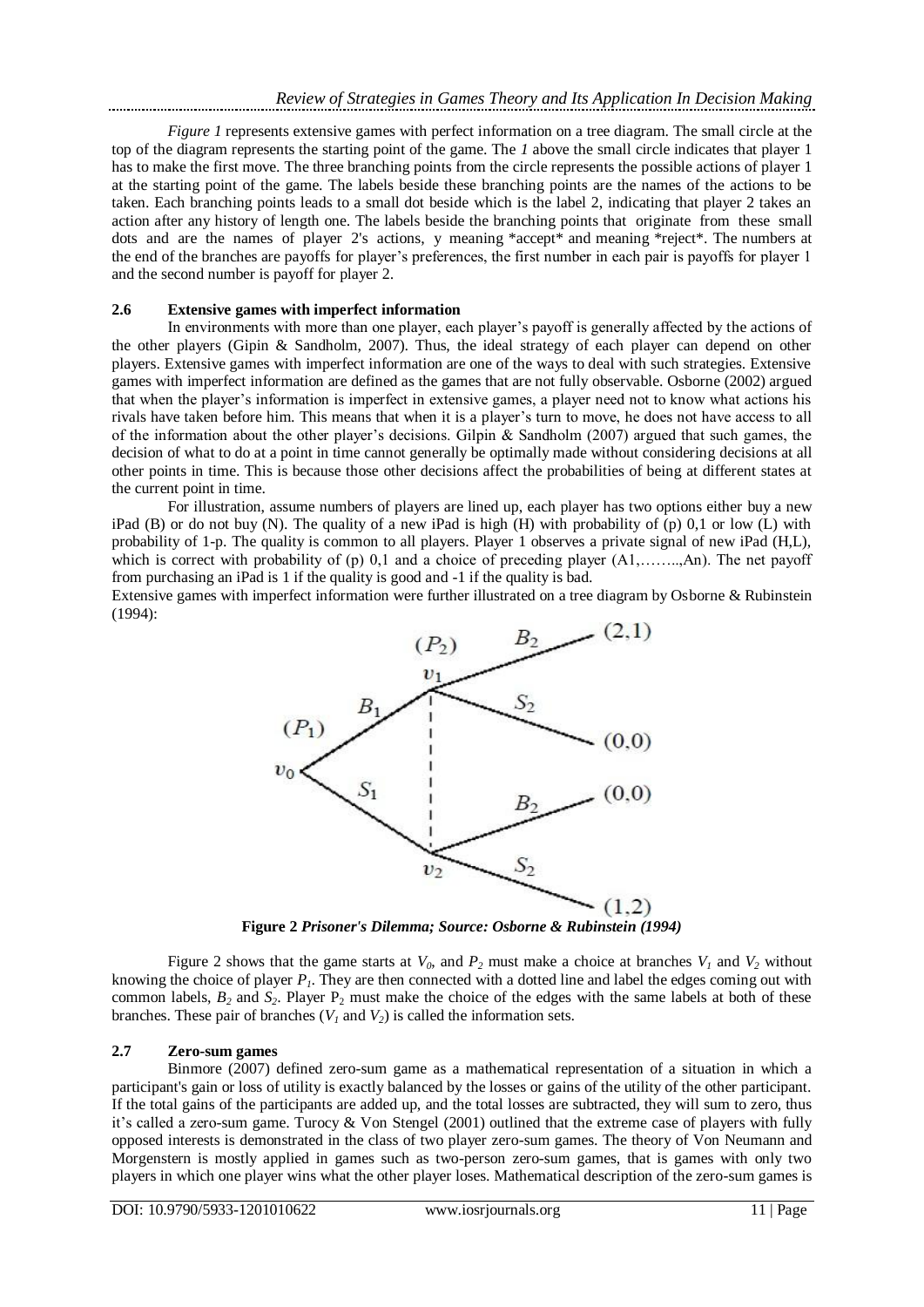*Figure 1* represents extensive games with perfect information on a tree diagram. The small circle at the top of the diagram represents the starting point of the game. The *1* above the small circle indicates that player 1 has to make the first move. The three branching points from the circle represents the possible actions of player 1 at the starting point of the game. The labels beside these branching points are the names of the actions to be taken. Each branching points leads to a small dot beside which is the label 2, indicating that player 2 takes an action after any history of length one. The labels beside the branching points that originate from these small dots and are the names of player 2's actions, y meaning *accept* and meaning *reject*. The numbers at the end of the branches are payoffs for player's preferences, the first number in each pair is payoffs for player 1 and the second number is payoff for player 2.

### 2.6 Extensive games with imperfect information

In environments with more than one player, each player's payoff is generally affected by the actions of the other players (Gipin & Sandholm, 2007). Thus, the ideal strategy of each player can depend on other players. Extensive games with imperfect information are one of the ways to deal with such strategies. Extensive games with imperfect information are defined as the games that are not fully observable. Osborne (2002) argued that when the player's information is imperfect in extensive games, a player need not to know what actions his rivals have taken before him. This means that when it is a player's turn to move, he does not have access to all of the information about the other player's decisions. Gilpin & Sandholm (2007) argued that such games, the decision of what to do at a point in time cannot generally be optimally made without considering decisions at all other points in time. This is because those other decisions affect the probabilities of being at different states at the current point in time.

For illustration, assume numbers of players are lined up, each player has two options either buy a new iPad (B) or do not buy (N). The quality of a new iPad is high (H) with probability of (p) 0,1 or low (L) with probability of 1-p. The quality is common to all players. Player 1 observes a private signal of new iPad (H,L), which is correct with probability of (p) 0,1 and a choice of preceding player (A1,……..,An). The net payoff from purchasing an iPad is 1 if the quality is good and -1 if the quality is bad.

Extensive games with imperfect information were further illustrated on a tree diagram by Osborne & Rubinstein (1994):

**Figure 2** ***Prisoner's Dilemma; Source: Osborne & Rubinstein (1994)***

Figure 2 shows that the game starts at $V_0$, and $P_2$ must make a choice at branches $V_1$ and $V_2$ without knowing the choice of player $P_1$. They are then connected with a dotted line and label the edges coming out with common labels, $B_2$ and $S_2$. Player $P_2$ must make the choice of the edges with the same labels at both of these branches. These pair of branches ($V_1$ and $V_2$) is called the information sets.

### 2.7 Zero-sum games

Binmore (2007) defined zero-sum game as a mathematical representation of a situation in which a participant's gain or loss of utility is exactly balanced by the losses or gains of the utility of the other participant. If the total gains of the participants are added up, and the total losses are subtracted, they will sum to zero, thus it's called a zero-sum game. Turocy & Von Stengel (2001) outlined that the extreme case of players with fully opposed interests is demonstrated in the class of two player zero-sum games. The theory of Von Neumann and Morgenstern is mostly applied in games such as two-person zero-sum games, that is games with only two players in which one player wins what the other player loses. Mathematical description of the zero-sum games is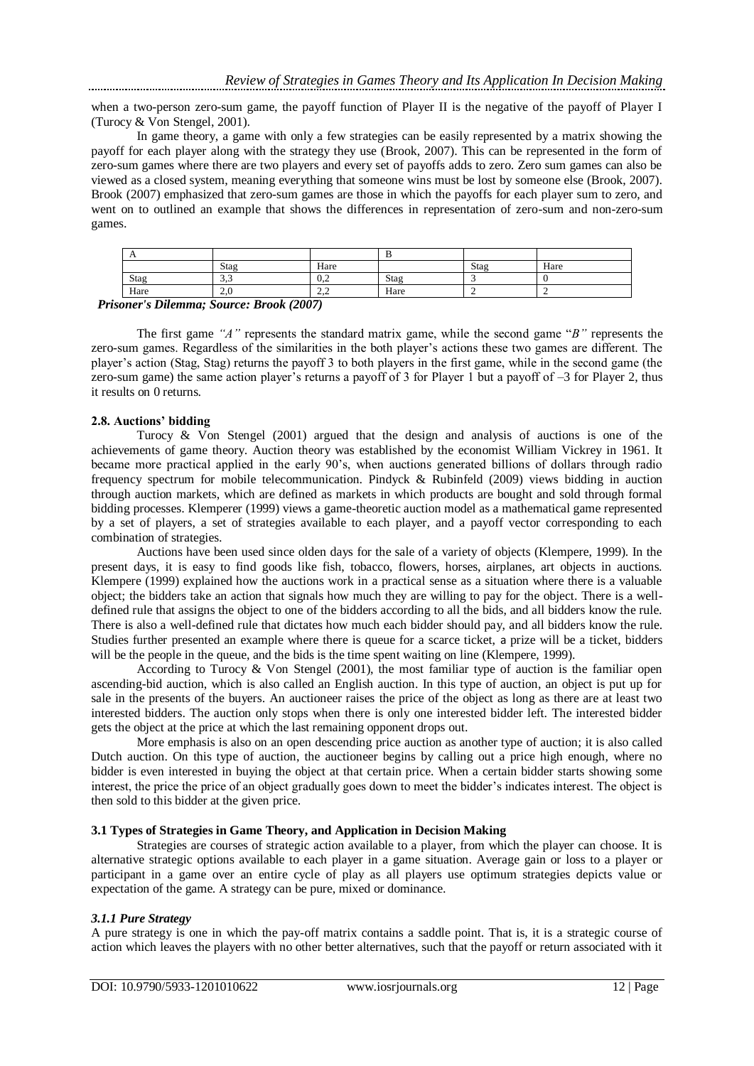when a two-person zero-sum game, the payoff function of Player II is the negative of the payoff of Player I (Turocy & Von Stengel, 2001).

In game theory, a game with only a few strategies can be easily represented by a matrix showing the payoff for each player along with the strategy they use (Brook, 2007). This can be represented in the form of zero-sum games where there are two players and every set of payoffs adds to zero. Zero sum games can also be viewed as a closed system, meaning everything that someone wins must be lost by someone else (Brook, 2007). Brook (2007) emphasized that zero-sum games are those in which the payoffs for each player sum to zero, and went on to outlined an example that shows the differences in representation of zero-sum and non-zero-sum games.

| A | | | B | | |
|---|---|---|---|---|---|
| | Stag | Hare | | Stag | Hare |
| Stag | 3,3 | 0,2 | Stag | 3 | 0 |
| Hare | 2,0 | 2,2 | Hare | 2 | 2 |

***Prisoner's Dilemma; Source: Brook (2007)***

The first game *"A"* represents the standard matrix game, while the second game "*B"* represents the zero-sum games. Regardless of the similarities in the both player's actions these two games are different. The player's action (Stag, Stag) returns the payoff 3 to both players in the first game, while in the second game (the zero-sum game) the same action player's returns a payoff of 3 for Player 1 but a payoff of –3 for Player 2, thus it results on 0 returns.

#### 2.8. Auctions' bidding

Turocy & Von Stengel (2001) argued that the design and analysis of auctions is one of the achievements of game theory. Auction theory was established by the economist William Vickrey in 1961. It became more practical applied in the early 90's, when auctions generated billions of dollars through radio frequency spectrum for mobile telecommunication. Pindyck & Rubinfeld (2009) views bidding in auction through auction markets, which are defined as markets in which products are bought and sold through formal bidding processes. Klemperer (1999) views a game-theoretic auction model as a mathematical game represented by a set of players, a set of strategies available to each player, and a payoff vector corresponding to each combination of strategies.

Auctions have been used since olden days for the sale of a variety of objects (Klempere, 1999). In the present days, it is easy to find goods like fish, tobacco, flowers, horses, airplanes, art objects in auctions. Klempere (1999) explained how the auctions work in a practical sense as a situation where there is a valuable object; the bidders take an action that signals how much they are willing to pay for the object. There is a well-defined rule that assigns the object to one of the bidders according to all the bids, and all bidders know the rule. There is also a well-defined rule that dictates how much each bidder should pay, and all bidders know the rule. Studies further presented an example where there is queue for a scarce ticket, a prize will be a ticket, bidders will be the people in the queue, and the bids is the time spent waiting on line (Klempere, 1999).

According to Turocy & Von Stengel (2001), the most familiar type of auction is the familiar open ascending-bid auction, which is also called an English auction. In this type of auction, an object is put up for sale in the presents of the buyers. An auctioneer raises the price of the object as long as there are at least two interested bidders. The auction only stops when there is only one interested bidder left. The interested bidder gets the object at the price at which the last remaining opponent drops out.

More emphasis is also on an open descending price auction as another type of auction; it is also called Dutch auction. On this type of auction, the auctioneer begins by calling out a price high enough, where no bidder is even interested in buying the object at that certain price. When a certain bidder starts showing some interest, the price the price of an object gradually goes down to meet the bidder's indicates interest. The object is then sold to this bidder at the given price.

### 3.1 Types of Strategies in Game Theory, and Application in Decision Making

Strategies are courses of strategic action available to a player, from which the player can choose. It is alternative strategic options available to each player in a game situation. Average gain or loss to a player or participant in a game over an entire cycle of play as all players use optimum strategies depicts value or expectation of the game. A strategy can be pure, mixed or dominance.

#### *3.1.1 Pure Strategy*

A pure strategy is one in which the pay-off matrix contains a saddle point. That is, it is a strategic course of action which leaves the players with no other better alternatives, such that the payoff or return associated with it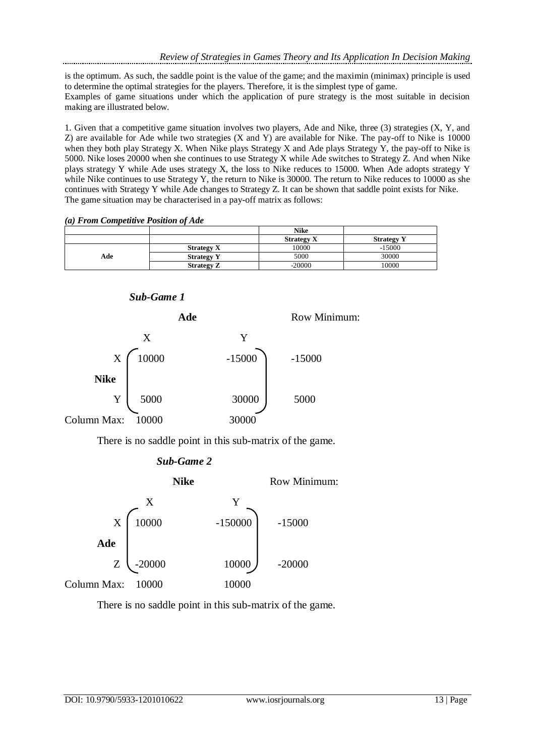is the optimum. As such, the saddle point is the value of the game; and the maximin (minimax) principle is used to determine the optimal strategies for the players. Therefore, it is the simplest type of game.
Examples of game situations under which the application of pure strategy is the most suitable in decision making are illustrated below.

1. Given that a competitive game situation involves two players, Ade and Nike, three (3) strategies (X, Y, and Z) are available for Ade while two strategies (X and Y) are available for Nike. The pay-off to Nike is 10000 when they both play Strategy X. When Nike plays Strategy X and Ade plays Strategy Y, the pay-off to Nike is 5000. Nike loses 20000 when she continues to use Strategy X while Ade switches to Strategy Z. And when Nike plays strategy Y while Ade uses strategy X, the loss to Nike reduces to 15000. When Ade adopts strategy Y while Nike continues to use Strategy Y, the return to Nike is 30000. The return to Nike reduces to 10000 as she continues with Strategy Y while Ade changes to Strategy Z. It can be shown that saddle point exists for Nike.
The game situation may be characterised in a pay-off matrix as follows:

***(a) From Competitive Position of Ade***

| | | **Nike** | |
|---|---|---|---|
| | | **Strategy X** | **Strategy Y** |
| **Ade** | **Strategy X** | 10000 | -15000 |
| | **Strategy Y** | 5000 | 30000 |
| | **Strategy Z** | -20000 | 10000 |

***Sub-Game 1***

| | | **Ade** | | |
|---|---|---|---|---|
| | | X | Y | Row Minimum: |
| **Nike** | X | 10000 | -15000 | -15000 |
| | Y | 5000 | 30000 | 5000 |
| Column Max: | | 10000 | 30000 | |

There is no saddle point in this sub-matrix of the game.

***Sub-Game 2***

| | | **Nike** | | |
|---|---|---|---|---|
| | | X | Y | Row Minimum: |
| **Ade** | X | 10000 | -150000 | -15000 |
| | Z | -20000 | 10000 | -20000 |
| Column Max: | | 10000 | 10000 | |

There is no saddle point in this sub-matrix of the game.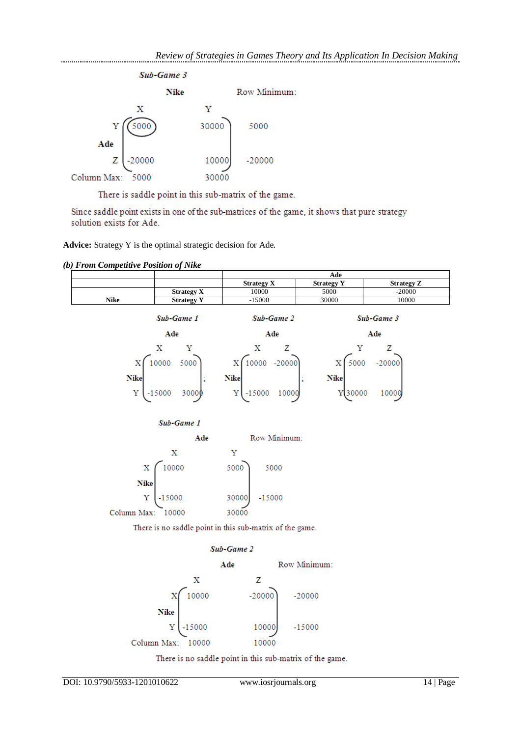*Sub-Game 3*

$$\begin{array}{c|cc|c} & \multicolumn{2}{c|}{\textbf{Nike}} & \text{Row Minimum:} \\ & X & Y & \\ \hline \textbf{Ade}\ Y & \circled{5000} & 30000 & 5000 \\ Z & -20000 & 10000 & -20000 \\ \hline \text{Column Max:} & 5000 & 30000 & \end{array}$$

There is saddle point in this sub-matrix of the game.

Since saddle point exists in one of the sub-matrices of the game, it shows that pure strategy solution exists for Ade.

**Advice:** Strategy Y is the optimal strategic decision for Ade.

***(b) From Competitive Position of Nike***

| | | Ade | | |
|---|---|---|---|---|
| | | **Strategy X** | **Strategy Y** | **Strategy Z** |
| **Nike** | **Strategy X** | 10000 | 5000 | -20000 |
| | **Strategy Y** | -15000 | 30000 | 10000 |

*Sub-Game 1* (Ade X, Y): Nike X: 10000, 5000; Nike Y: -15000, 30000 ;

*Sub-Game 2* (Ade X, Z): Nike X: 10000, -20000; Nike Y: -15000, 10000 ;

*Sub-Game 3* (Ade Y, Z): Nike X: 5000, -20000; Nike Y: 30000, 10000

$$\text{Sub-Game 1: } \begin{pmatrix} 10000 & 5000 \\ -15000 & 30000 \end{pmatrix}; \quad \text{Sub-Game 2: } \begin{pmatrix} 10000 & -20000 \\ -15000 & 10000 \end{pmatrix}; \quad \text{Sub-Game 3: } \begin{pmatrix} 5000 & -20000 \\ 30000 & 10000 \end{pmatrix}$$

*Sub-Game 1*

| | Ade X | Ade Y | Row Minimum: |
|---|---|---|---|
| **Nike** X | 10000 | 5000 | 5000 |
| Y | -15000 | 30000 | -15000 |
| Column Max: | 10000 | 30000 | |

There is no saddle point in this sub-matrix of the game.

*Sub-Game 2*

| | Ade X | Ade Z | Row Minimum: |
|---|---|---|---|
| **Nike** X | 10000 | -20000 | -20000 |
| Y | -15000 | 10000 | -15000 |
| Column Max: | 10000 | 10000 | |

There is no saddle point in this sub-matrix of the game.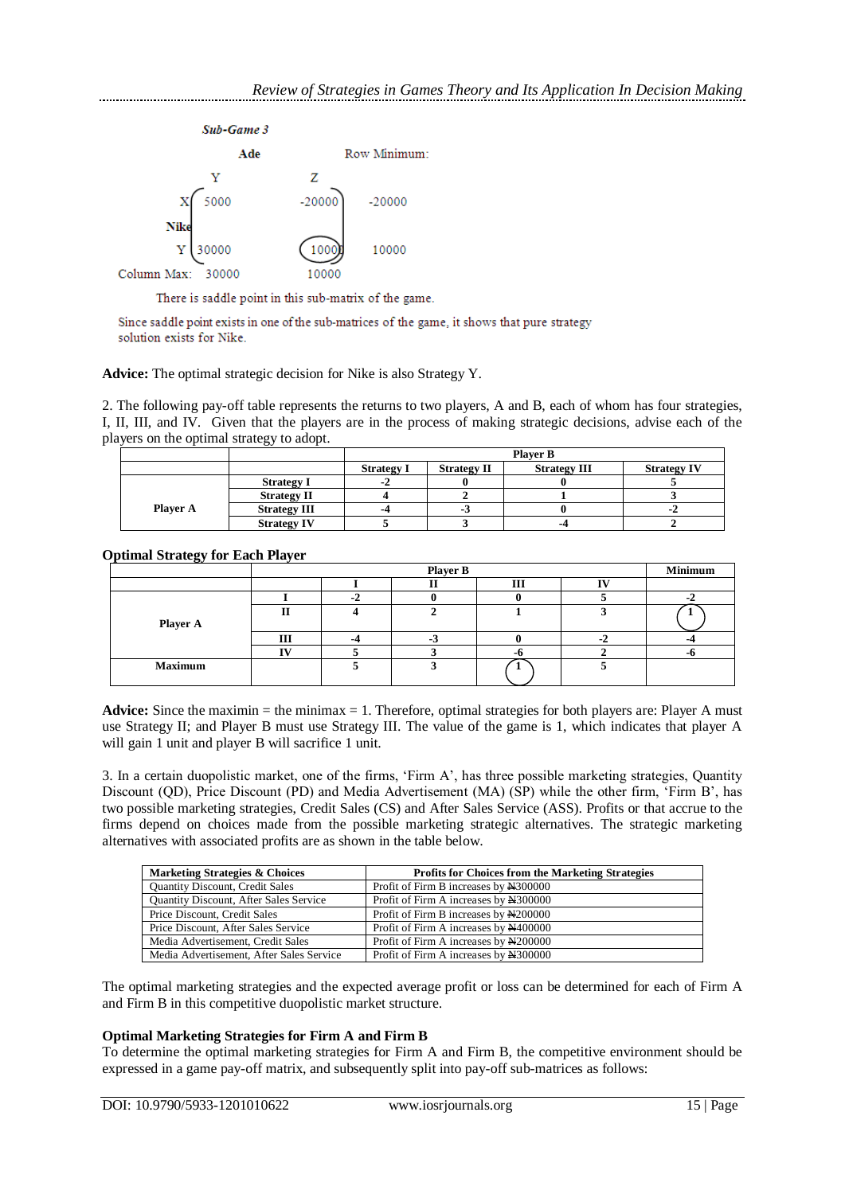*Sub-Game 3*

| | | Ade | | Row Minimum: |
|---|---|---|---|---|
| | | Y | Z | |
| Nike | X | 5000 | -20000 | -20000 |
| | Y | 30000 | (10000) | 10000 |
| Column Max: | | 30000 | 10000 | |

There is saddle point in this sub-matrix of the game.

Since saddle point exists in one of the sub-matrices of the game, it shows that pure strategy solution exists for Nike.

**Advice:** The optimal strategic decision for Nike is also Strategy Y.

2. The following pay-off table represents the returns to two players, A and B, each of whom has four strategies, I, II, III, and IV. Given that the players are in the process of making strategic decisions, advise each of the players on the optimal strategy to adopt.

| | | Player B | | | |
|---|---|---|---|---|---|
| | | Strategy I | Strategy II | Strategy III | Strategy IV |
| Player A | Strategy I | -2 | 0 | 0 | 5 |
| | Strategy II | 4 | 2 | 1 | 3 |
| | Strategy III | -4 | -3 | 0 | -2 |
| | Strategy IV | 5 | 3 | -4 | 2 |

**Optimal Strategy for Each Player**

| | | Player B | | | | Minimum |
|---|---|---|---|---|---|---|
| | | I | II | III | IV | |
| Player A | I | -2 | 0 | 0 | 5 | -2 |
| | II | 4 | 2 | 1 | 3 | (1) |
| | III | -4 | -3 | 0 | -2 | -4 |
| | IV | 5 | 3 | -6 | 2 | -6 |
| Maximum | | 5 | 3 | (1) | 5 | |

**Advice:** Since the maximin = the minimax = 1. Therefore, optimal strategies for both players are: Player A must use Strategy II; and Player B must use Strategy III. The value of the game is 1, which indicates that player A will gain 1 unit and player B will sacrifice 1 unit.

3. In a certain duopolistic market, one of the firms, 'Firm A', has three possible marketing strategies, Quantity Discount (QD), Price Discount (PD) and Media Advertisement (MA) (SP) while the other firm, 'Firm B', has two possible marketing strategies, Credit Sales (CS) and After Sales Service (ASS). Profits or that accrue to the firms depend on choices made from the possible marketing strategic alternatives. The strategic marketing alternatives with associated profits are as shown in the table below.

| Marketing Strategies & Choices | Profits for Choices from the Marketing Strategies |
|---|---|
| Quantity Discount, Credit Sales | Profit of Firm B increases by ₦300000 |
| Quantity Discount, After Sales Service | Profit of Firm A increases by ₦300000 |
| Price Discount, Credit Sales | Profit of Firm B increases by ₦200000 |
| Price Discount, After Sales Service | Profit of Firm A increases by ₦400000 |
| Media Advertisement, Credit Sales | Profit of Firm A increases by ₦200000 |
| Media Advertisement, After Sales Service | Profit of Firm A increases by ₦300000 |

The optimal marketing strategies and the expected average profit or loss can be determined for each of Firm A and Firm B in this competitive duopolistic market structure.

**Optimal Marketing Strategies for Firm A and Firm B**

To determine the optimal marketing strategies for Firm A and Firm B, the competitive environment should be expressed in a game pay-off matrix, and subsequently split into pay-off sub-matrices as follows: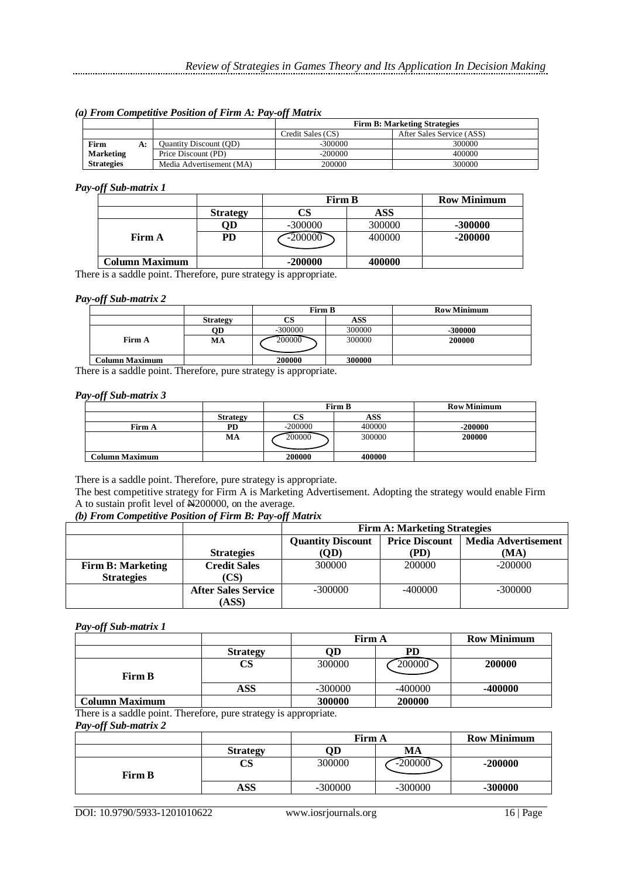*(a) From Competitive Position of Firm A: Pay-off Matrix*

| | | Firm B: Marketing Strategies | |
|---|---|---|---|
| | | Credit Sales (CS) | After Sales Service (ASS) |
| Firm A: Marketing Strategies | Quantity Discount (QD) | -300000 | 300000 |
| | Price Discount (PD) | -200000 | 400000 |
| | Media Advertisement (MA) | 200000 | 300000 |

***Pay-off Sub-matrix 1***

| | | Firm B | | Row Minimum |
|---|---|---|---|---|
| | **Strategy** | **CS** | **ASS** | |
| **Firm A** | **QD** | -300000 | 300000 | **-300000** |
| | **PD** | -200000 | 400000 | **-200000** |
| **Column Maximum** | | **-200000** | **400000** | |

There is a saddle point. Therefore, pure strategy is appropriate.

***Pay-off Sub-matrix 2***

| | | Firm B | | Row Minimum |
|---|---|---|---|---|
| | **Strategy** | **CS** | **ASS** | |
| **Firm A** | **QD** | -300000 | 300000 | **-300000** |
| | **MA** | 200000 | 300000 | **200000** |
| **Column Maximum** | | **200000** | **300000** | |

There is a saddle point. Therefore, pure strategy is appropriate.

***Pay-off Sub-matrix 3***

| | | Firm B | | Row Minimum |
|---|---|---|---|---|
| | **Strategy** | **CS** | **ASS** | |
| **Firm A** | **PD** | -200000 | 400000 | **-200000** |
| | **MA** | 200000 | 300000 | **200000** |
| **Column Maximum** | | **200000** | **400000** | |

There is a saddle point. Therefore, pure strategy is appropriate.

The best competitive strategy for Firm A is Marketing Advertisement. Adopting the strategy would enable Firm A to sustain profit level of ₦200000, on the average.

***(b) From Competitive Position of Firm B: Pay-off Matrix***

| | | Firm A: Marketing Strategies | | |
|---|---|---|---|---|
| | **Strategies** | **Quantity Discount (QD)** | **Price Discount (PD)** | **Media Advertisement (MA)** |
| **Firm B: Marketing Strategies** | **Credit Sales (CS)** | 300000 | 200000 | -200000 |
| | **After Sales Service (ASS)** | -300000 | -400000 | -300000 |

***Pay-off Sub-matrix 1***

| | | Firm A | | Row Minimum |
|---|---|---|---|---|
| | **Strategy** | **QD** | **PD** | |
| **Firm B** | **CS** | 300000 | 200000 | **200000** |
| | **ASS** | -300000 | -400000 | **-400000** |
| **Column Maximum** | | **300000** | **200000** | |

There is a saddle point. Therefore, pure strategy is appropriate.

***Pay-off Sub-matrix 2***

| | | Firm A | | Row Minimum |
|---|---|---|---|---|
| | **Strategy** | **QD** | **MA** | |
| **Firm B** | **CS** | 300000 | -200000 | **-200000** |
| | **ASS** | -300000 | -300000 | **-300000** |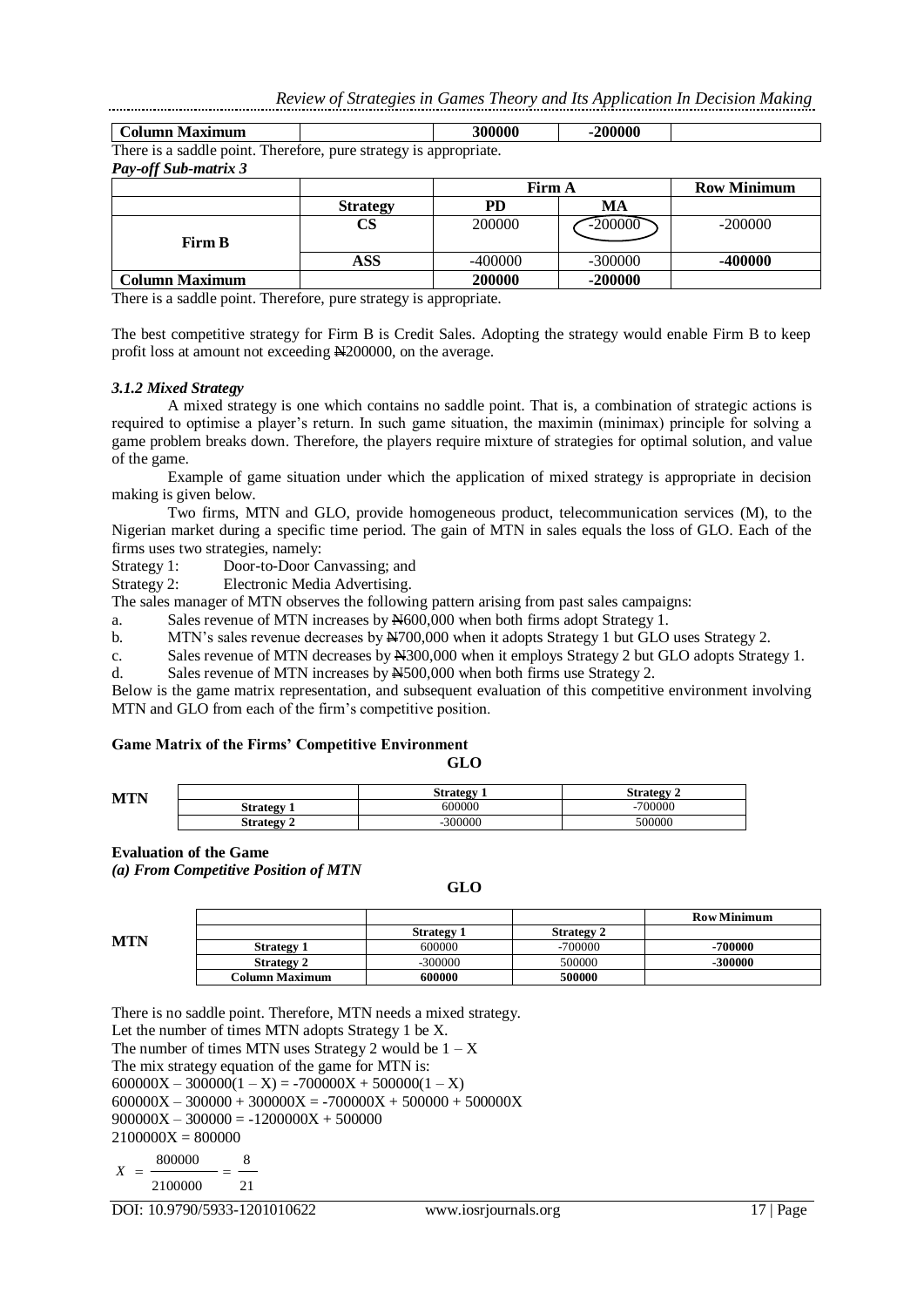| Column Maximum | | 300000 | -200000 | |
|---|---|---|---|---|

There is a saddle point. Therefore, pure strategy is appropriate.

***Pay-off Sub-matrix 3***

| | | Firm A | | Row Minimum |
|---|---|---|---|---|
| | **Strategy** | **PD** | **MA** | |
| **Firm B** | **CS** | 200000 | -200000 | -200000 |
| | **ASS** | -400000 | -300000 | **-400000** |
| **Column Maximum** | | **200000** | **-200000** | |

There is a saddle point. Therefore, pure strategy is appropriate.

The best competitive strategy for Firm B is Credit Sales. Adopting the strategy would enable Firm B to keep profit loss at amount not exceeding ₦200000, on the average.

### *3.1.2 Mixed Strategy*

A mixed strategy is one which contains no saddle point. That is, a combination of strategic actions is required to optimise a player's return. In such game situation, the maximin (minimax) principle for solving a game problem breaks down. Therefore, the players require mixture of strategies for optimal solution, and value of the game.

Example of game situation under which the application of mixed strategy is appropriate in decision making is given below.

Two firms, MTN and GLO, provide homogeneous product, telecommunication services (M), to the Nigerian market during a specific time period. The gain of MTN in sales equals the loss of GLO. Each of the firms uses two strategies, namely:

Strategy 1: Door-to-Door Canvassing; and

Strategy 2: Electronic Media Advertising.

The sales manager of MTN observes the following pattern arising from past sales campaigns:

a. Sales revenue of MTN increases by ₦600,000 when both firms adopt Strategy 1.
b. MTN's sales revenue decreases by ₦700,000 when it adopts Strategy 1 but GLO uses Strategy 2.
c. Sales revenue of MTN decreases by ₦300,000 when it employs Strategy 2 but GLO adopts Strategy 1.
d. Sales revenue of MTN increases by ₦500,000 when both firms use Strategy 2.

Below is the game matrix representation, and subsequent evaluation of this competitive environment involving MTN and GLO from each of the firm's competitive position.

**Game Matrix of the Firms' Competitive Environment**

**GLO**

| **MTN** | | **Strategy 1** | **Strategy 2** |
|---|---|---|---|
| | **Strategy 1** | 600000 | -700000 |
| | **Strategy 2** | -300000 | 500000 |

**Evaluation of the Game**

***(a) From Competitive Position of MTN***

**GLO**

| **MTN** | | | | **Row Minimum** |
|---|---|---|---|---|
| | | **Strategy 1** | **Strategy 2** | |
| | **Strategy 1** | 600000 | -700000 | **-700000** |
| | **Strategy 2** | -300000 | 500000 | **-300000** |
| | **Column Maximum** | **600000** | **500000** | |

There is no saddle point. Therefore, MTN needs a mixed strategy.

Let the number of times MTN adopts Strategy 1 be X.

The number of times MTN uses Strategy 2 would be $1 - X$

The mix strategy equation of the game for MTN is:

$$600000X - 300000(1 - X) = -700000X + 500000(1 - X)$$

$$600000X - 300000 + 300000X = -700000X + 500000 + 500000X$$

$$900000X - 300000 = -1200000X + 500000$$

$$2100000X = 800000$$

$$X = \frac{800000}{2100000} = \frac{8}{21}$$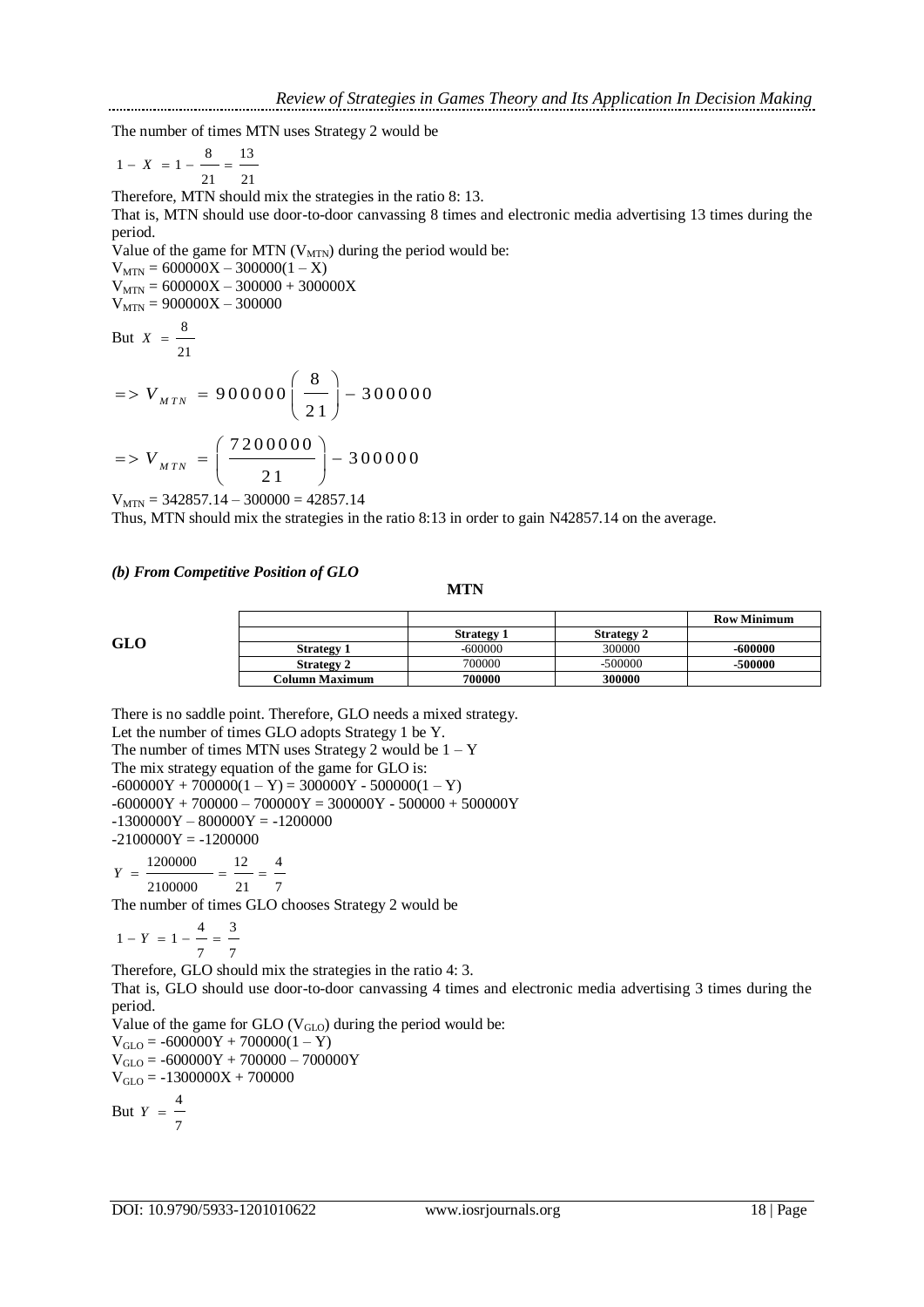The number of times MTN uses Strategy 2 would be

$$1 - X = 1 - \frac{8}{21} = \frac{13}{21}$$

Therefore, MTN should mix the strategies in the ratio 8: 13.

That is, MTN should use door-to-door canvassing 8 times and electronic media advertising 13 times during the period.

Value of the game for MTN ($V_{MTN}$) during the period would be:

$V_{MTN} = 600000X - 300000(1 - X)$

$V_{MTN} = 600000X - 300000 + 300000X$

$V_{MTN} = 900000X - 300000$

But $X = \frac{8}{21}$

$$=> V_{MTN} = 900000\left(\frac{8}{21}\right) - 300000$$

$$=> V_{MTN} = \left(\frac{7200000}{21}\right) - 300000$$

$V_{MTN} = 342857.14 - 300000 = 42857.14$

Thus, MTN should mix the strategies in the ratio 8:13 in order to gain N42857.14 on the average.

### *(b) From Competitive Position of GLO*

**MTN**

**GLO**

| | | | **Row Minimum** |
|---|---|---|---|
| | **Strategy 1** | **Strategy 2** | |
| **Strategy 1** | -600000 | 300000 | **-600000** |
| **Strategy 2** | 700000 | -500000 | **-500000** |
| **Column Maximum** | **700000** | **300000** | |

There is no saddle point. Therefore, GLO needs a mixed strategy.

Let the number of times GLO adopts Strategy 1 be Y.

The number of times MTN uses Strategy 2 would be $1 - Y$

The mix strategy equation of the game for GLO is:

$-600000Y + 700000(1 - Y) = 300000Y - 500000(1 - Y)$

$-600000Y + 700000 - 700000Y = 300000Y - 500000 + 500000Y$

$-1300000Y - 800000Y = -1200000$

$-2100000Y = -1200000$

$$Y = \frac{1200000}{2100000} = \frac{12}{21} = \frac{4}{7}$$

The number of times GLO chooses Strategy 2 would be

$$1 - Y = 1 - \frac{4}{7} = \frac{3}{7}$$

Therefore, GLO should mix the strategies in the ratio 4: 3.

That is, GLO should use door-to-door canvassing 4 times and electronic media advertising 3 times during the period.

Value of the game for GLO ($V_{GLO}$) during the period would be:

$V_{GLO} = -600000Y + 700000(1 - Y)$

$V_{GLO} = -600000Y + 700000 - 700000Y$

$V_{GLO} = -1300000X + 700000$

But $Y = \frac{4}{7}$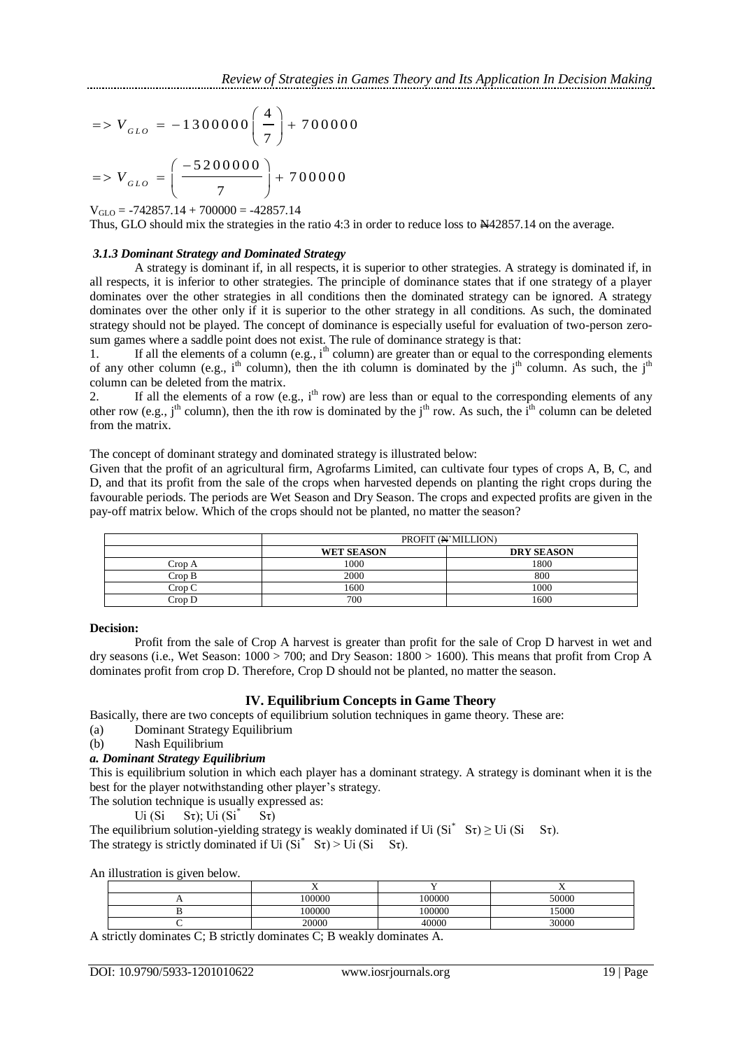$$=> V_{GLO} = -1300000\left(\frac{4}{7}\right) + 700000$$

$$=> V_{GLO} = \left(\frac{-5200000}{7}\right) + 700000$$

$V_{GLO} = -742857.14 + 700000 = -42857.14$

Thus, GLO should mix the strategies in the ratio 4:3 in order to reduce loss to ₦42857.14 on the average.

### *3.1.3 Dominant Strategy and Dominated Strategy*

A strategy is dominant if, in all respects, it is superior to other strategies. A strategy is dominated if, in all respects, it is inferior to other strategies. The principle of dominance states that if one strategy of a player dominates over the other strategies in all conditions then the dominated strategy can be ignored. A strategy dominates over the other only if it is superior to the other strategy in all conditions. As such, the dominated strategy should not be played. The concept of dominance is especially useful for evaluation of two-person zero-sum games where a saddle point does not exist. The rule of dominance strategy is that:

1. If all the elements of a column (e.g., i[th] column) are greater than or equal to the corresponding elements of any other column (e.g., i[th] column), then the ith column is dominated by the j[th] column. As such, the j[th] column can be deleted from the matrix.
2. If all the elements of a row (e.g., i[th] row) are less than or equal to the corresponding elements of any other row (e.g., j[th] column), then the ith row is dominated by the j[th] row. As such, the i[th] column can be deleted from the matrix.

The concept of dominant strategy and dominated strategy is illustrated below:

Given that the profit of an agricultural firm, Agrofarms Limited, can cultivate four types of crops A, B, C, and D, and that its profit from the sale of the crops when harvested depends on planting the right crops during the favourable periods. The periods are Wet Season and Dry Season. The crops and expected profits are given in the pay-off matrix below. Which of the crops should not be planted, no matter the season?

| | PROFIT (₦'MILLION) | |
|---|---|---|
| | **WET SEASON** | **DRY SEASON** |
| Crop A | 1000 | 1800 |
| Crop B | 2000 | 800 |
| Crop C | 1600 | 1000 |
| Crop D | 700 | 1600 |

**Decision:**

Profit from the sale of Crop A harvest is greater than profit for the sale of Crop D harvest in wet and dry seasons (i.e., Wet Season: 1000 > 700; and Dry Season: 1800 > 1600). This means that profit from Crop A dominates profit from crop D. Therefore, Crop D should not be planted, no matter the season.

## IV. Equilibrium Concepts in Game Theory

Basically, there are two concepts of equilibrium solution techniques in game theory. These are:

(a) Dominant Strategy Equilibrium

(b) Nash Equilibrium

### *a. Dominant Strategy Equilibrium*

This is equilibrium solution in which each player has a dominant strategy. A strategy is dominant when it is the best for the player notwithstanding other player's strategy.

The solution technique is usually expressed as:

$U_i (S_i \quad S_\tau); U_i (S_i^* \quad S_\tau)$

The equilibrium solution-yielding strategy is weakly dominated if $U_i (S_i^* \quad S_\tau) \geq U_i (S_i \quad S_\tau)$.

The strategy is strictly dominated if $U_i (S_i^* \quad S_\tau) > U_i (S_i \quad S_\tau)$.

An illustration is given below.

| | X | Y | X |
|---|---|---|---|
| A | 100000 | 100000 | 50000 |
| B | 100000 | 100000 | 15000 |
| C | 20000 | 40000 | 30000 |

A strictly dominates C; B strictly dominates C; B weakly dominates A.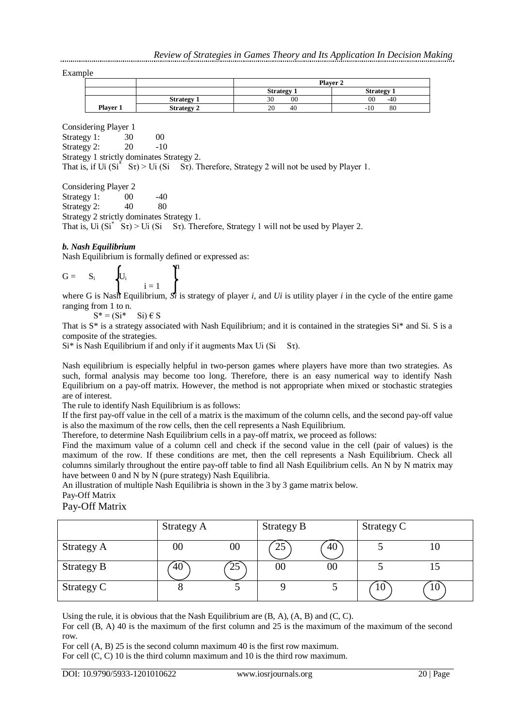Example

| | | Player 2 | |
|---|---|---|---|
| | | **Strategy 1** | **Strategy 1** |
| | **Strategy 1** | 30 00 | 00 -40 |
| **Player 1** | **Strategy 2** | 20 40 | -10 80 |

Considering Player 1

Strategy 1: 30 00

Strategy 2: 20 -10

Strategy 1 strictly dominates Strategy 2.

That is, if Ui ($Si^*$ Sτ) > Ui (Si Sτ). Therefore, Strategy 2 will not be used by Player 1.

Considering Player 2

Strategy 1: 00 -40

Strategy 2: 40 80

Strategy 2 strictly dominates Strategy 1.

That is, Ui ($Si^*$ Sτ) > Ui (Si Sτ). Therefore, Strategy 1 will not be used by Player 2.

### *b. Nash Equilibrium*

Nash Equilibrium is formally defined or expressed as:

$$G = S_i \left\{ U_i \right\}_{i=1}^{n}$$

where G is Nash Equilibrium, *Si* is strategy of player *i*, and *Ui* is utility player *i* in the cycle of the entire game ranging from 1 to n.

$S^* = (Si^* \quad Si) \in S$

That is S* is a strategy associated with Nash Equilibrium; and it is contained in the strategies Si* and Si. S is a composite of the strategies.

Si* is Nash Equilibrium if and only if it augments Max Ui (Si Sτ).

Nash equilibrium is especially helpful in two-person games where players have more than two strategies. As such, formal analysis may become too long. Therefore, there is an easy numerical way to identify Nash Equilibrium on a pay-off matrix. However, the method is not appropriate when mixed or stochastic strategies are of interest.

The rule to identify Nash Equilibrium is as follows:

If the first pay-off value in the cell of a matrix is the maximum of the column cells, and the second pay-off value is also the maximum of the row cells, then the cell represents a Nash Equilibrium.

Therefore, to determine Nash Equilibrium cells in a pay-off matrix, we proceed as follows:

Find the maximum value of a column cell and check if the second value in the cell (pair of values) is the maximum of the row. If these conditions are met, then the cell represents a Nash Equilibrium. Check all columns similarly throughout the entire pay-off table to find all Nash Equilibrium cells. An N by N matrix may have between 0 and N by N (pure strategy) Nash Equilibria.

An illustration of multiple Nash Equilibria is shown in the 3 by 3 game matrix below.

Pay-Off Matrix

Pay-Off Matrix

| | Strategy A | | Strategy B | | Strategy C | |
|---|---|---|---|---|---|---|
| Strategy A | 00 | 00 | (25) | (40) | 5 | 10 |
| Strategy B | (40) | (25) | 00 | 00 | 5 | 15 |
| Strategy C | 8 | 5 | 9 | 5 | (10) | (10) |

Using the rule, it is obvious that the Nash Equilibrium are (B, A), (A, B) and (C, C).

For cell (B, A) 40 is the maximum of the first column and 25 is the maximum of the maximum of the second row.

For cell (A, B) 25 is the second column maximum 40 is the first row maximum.

For cell (C, C) 10 is the third column maximum and 10 is the third row maximum.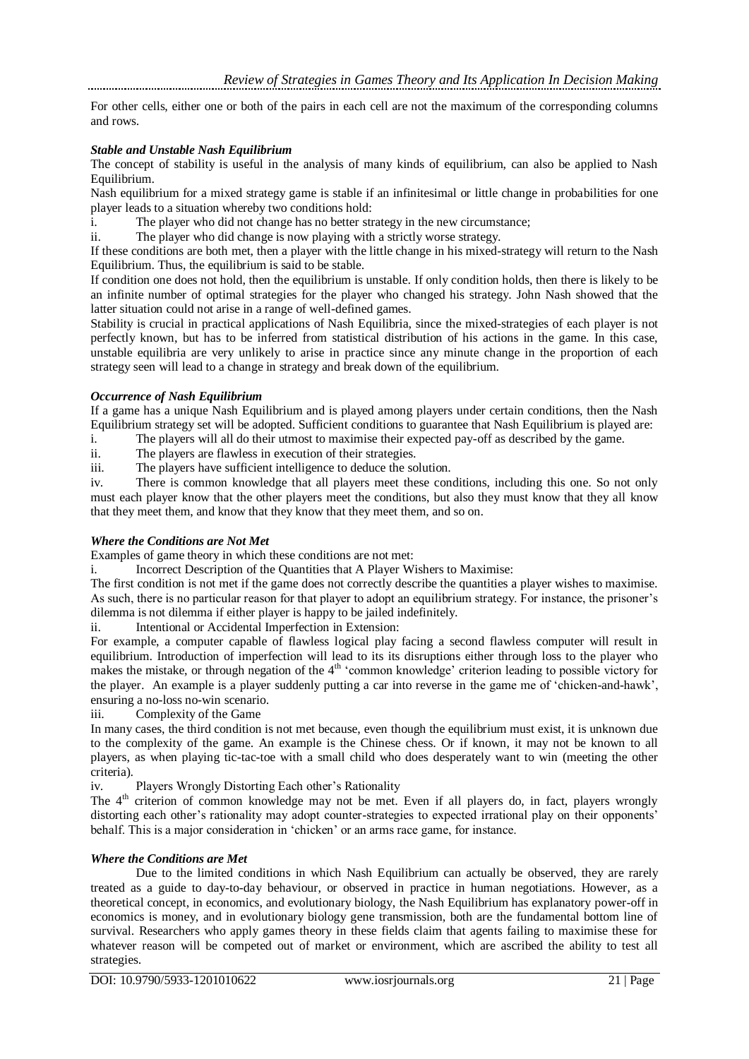For other cells, either one or both of the pairs in each cell are not the maximum of the corresponding columns and rows.

***Stable and Unstable Nash Equilibrium***

The concept of stability is useful in the analysis of many kinds of equilibrium, can also be applied to Nash Equilibrium.

Nash equilibrium for a mixed strategy game is stable if an infinitesimal or little change in probabilities for one player leads to a situation whereby two conditions hold:

i. The player who did not change has no better strategy in the new circumstance;
ii. The player who did change is now playing with a strictly worse strategy.

If these conditions are both met, then a player with the little change in his mixed-strategy will return to the Nash Equilibrium. Thus, the equilibrium is said to be stable.

If condition one does not hold, then the equilibrium is unstable. If only condition holds, then there is likely to be an infinite number of optimal strategies for the player who changed his strategy. John Nash showed that the latter situation could not arise in a range of well-defined games.

Stability is crucial in practical applications of Nash Equilibria, since the mixed-strategies of each player is not perfectly known, but has to be inferred from statistical distribution of his actions in the game. In this case, unstable equilibria are very unlikely to arise in practice since any minute change in the proportion of each strategy seen will lead to a change in strategy and break down of the equilibrium.

***Occurrence of Nash Equilibrium***

If a game has a unique Nash Equilibrium and is played among players under certain conditions, then the Nash Equilibrium strategy set will be adopted. Sufficient conditions to guarantee that Nash Equilibrium is played are:

i. The players will all do their utmost to maximise their expected pay-off as described by the game.
ii. The players are flawless in execution of their strategies.
iii. The players have sufficient intelligence to deduce the solution.
iv. There is common knowledge that all players meet these conditions, including this one. So not only must each player know that the other players meet the conditions, but also they must know that they all know that they meet them, and know that they know that they meet them, and so on.

***Where the Conditions are Not Met***

Examples of game theory in which these conditions are not met:

i. Incorrect Description of the Quantities that A Player Wishers to Maximise:

The first condition is not met if the game does not correctly describe the quantities a player wishes to maximise. As such, there is no particular reason for that player to adopt an equilibrium strategy. For instance, the prisoner's dilemma is not dilemma if either player is happy to be jailed indefinitely.

ii. Intentional or Accidental Imperfection in Extension:

For example, a computer capable of flawless logical play facing a second flawless computer will result in equilibrium. Introduction of imperfection will lead to its its disruptions either through loss to the player who makes the mistake, or through negation of the 4th 'common knowledge' criterion leading to possible victory for the player. An example is a player suddenly putting a car into reverse in the game me of 'chicken-and-hawk', ensuring a no-loss no-win scenario.

iii. Complexity of the Game

In many cases, the third condition is not met because, even though the equilibrium must exist, it is unknown due to the complexity of the game. An example is the Chinese chess. Or if known, it may not be known to all players, as when playing tic-tac-toe with a small child who does desperately want to win (meeting the other criteria).

iv. Players Wrongly Distorting Each other's Rationality

The 4th criterion of common knowledge may not be met. Even if all players do, in fact, players wrongly distorting each other's rationality may adopt counter-strategies to expected irrational play on their opponents' behalf. This is a major consideration in 'chicken' or an arms race game, for instance.

***Where the Conditions are Met***

Due to the limited conditions in which Nash Equilibrium can actually be observed, they are rarely treated as a guide to day-to-day behaviour, or observed in practice in human negotiations. However, as a theoretical concept, in economics, and evolutionary biology, the Nash Equilibrium has explanatory power-off in economics is money, and in evolutionary biology gene transmission, both are the fundamental bottom line of survival. Researchers who apply games theory in these fields claim that agents failing to maximise these for whatever reason will be competed out of market or environment, which are ascribed the ability to test all strategies.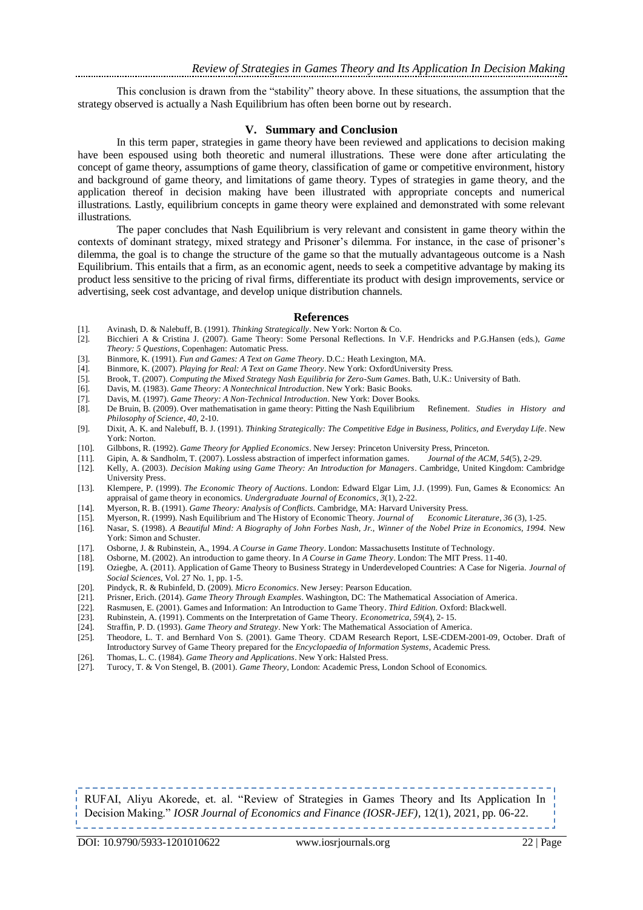This conclusion is drawn from the "stability" theory above. In these situations, the assumption that the strategy observed is actually a Nash Equilibrium has often been borne out by research.

## V. Summary and Conclusion

In this term paper, strategies in game theory have been reviewed and applications to decision making have been espoused using both theoretic and numeral illustrations. These were done after articulating the concept of game theory, assumptions of game theory, classification of game or competitive environment, history and background of game theory, and limitations of game theory. Types of strategies in game theory, and the application thereof in decision making have been illustrated with appropriate concepts and numerical illustrations. Lastly, equilibrium concepts in game theory were explained and demonstrated with some relevant illustrations.

The paper concludes that Nash Equilibrium is very relevant and consistent in game theory within the contexts of dominant strategy, mixed strategy and Prisoner's dilemma. For instance, in the case of prisoner's dilemma, the goal is to change the structure of the game so that the mutually advantageous outcome is a Nash Equilibrium. This entails that a firm, as an economic agent, needs to seek a competitive advantage by making its product less sensitive to the pricing of rival firms, differentiate its product with design improvements, service or advertising, seek cost advantage, and develop unique distribution channels.

## References

[1]. Avinash, D. & Nalebuff, B. (1991). *Thinking Strategically*. New York: Norton & Co.

[2]. Bicchieri A & Cristina J. (2007). Game Theory: Some Personal Reflections. In V.F. Hendricks and P.G.Hansen (eds.), *Game Theory: 5 Questions*, Copenhagen: Automatic Press.

[3]. Binmore, K. (1991). *Fun and Games: A Text on Game Theory*. D.C.: Heath Lexington, MA.

[4]. Binmore, K. (2007). *Playing for Real: A Text on Game Theory*. New York: OxfordUniversity Press.

[5]. Brook, T. (2007). *Computing the Mixed Strategy Nash Equilibria for Zero-Sum Games*. Bath, U.K.: University of Bath.

[6]. Davis, M. (1983). *Game Theory: A Nontechnical Introduction*. New York: Basic Books.

[7]. Davis, M. (1997). *Game Theory: A Non-Technical Introduction*. New York: Dover Books.

[8]. De Bruin, B. (2009). Over mathematisation in game theory: Pitting the Nash Equilibrium Refinement. *Studies in History and Philosophy of Science*, *40*, 2-10.

[9]. Dixit, A. K. and Nalebuff, B. J. (1991). *Thinking Strategically: The Competitive Edge in Business, Politics, and Everyday Life*. New York: Norton.

[10]. Gilbbons, R. (1992). *Game Theory for Applied Economics*. New Jersey: Princeton University Press, Princeton.

[11]. Gipin, A. & Sandholm, T. (2007). Lossless abstraction of imperfect information games. *Journal of the ACM*, *54*(5), 2-29.

[12]. Kelly, A. (2003). *Decision Making using Game Theory: An Introduction for Managers*. Cambridge, United Kingdom: Cambridge University Press.

[13]. Klempere, P. (1999). *The Economic Theory of Auctions*. London: Edward Elgar Lim, J.J. (1999). Fun, Games & Economics: An appraisal of game theory in economics. *Undergraduate Journal of Economics*, *3*(1), 2-22.

[14]. Myerson, R. B. (1991). *Game Theory: Analysis of Conflicts*. Cambridge, MA: Harvard University Press.

[15]. Myerson, R. (1999). Nash Equilibrium and The History of Economic Theory. *Journal of Economic Literature*, *36* (3), 1-25.

[16]. Nasar, S. (1998). *A Beautiful Mind: A Biography of John Forbes Nash, Jr., Winner of the Nobel Prize in Economics, 1994.* New York: Simon and Schuster.

[17]. Osborne, J. & Rubinstein, A., 1994. *A Course in Game Theory*. London: Massachusetts Institute of Technology.

[18]. Osborne, M. (2002). An introduction to game theory. In *A Course in Game Theory*. London: The MIT Press. 11-40.

[19]. Oziegbe, A. (2011). Application of Game Theory to Business Strategy in Underdeveloped Countries: A Case for Nigeria. *Journal of Social Sciences*, Vol. 27 No. 1, pp. 1-5.

[20]. Pindyck, R. & Rubinfeld, D. (2009). *Micro Economics*. New Jersey: Pearson Education.

[21]. Prisner, Erich. (2014). *Game Theory Through Examples*. Washington, DC: The Mathematical Association of America.

[22]. Rasmusen, E. (2001). Games and Information: An Introduction to Game Theory. *Third Edition.* Oxford: Blackwell.

[23]. Rubinstein, A. (1991). Comments on the Interpretation of Game Theory. *Econometrica*, *59*(4), 2- 15.

[24]. Straffin, P. D. (1993). *Game Theory and Strategy*. New York: The Mathematical Association of America.

[25]. Theodore, L. T. and Bernhard Von S. (2001). Game Theory. CDAM Research Report, LSE-CDEM-2001-09, October. Draft of Introductory Survey of Game Theory prepared for the *Encyclopaedia of Information Systems*, Academic Press.

[26]. Thomas, L. C. (1984). *Game Theory and Applications*. New York: Halsted Press.

[27]. Turocy, T. & Von Stengel, B. (2001). *Game Theory*, London: Academic Press, London School of Economics.

RUFAI, Aliyu Akorede, et. al. "Review of Strategies in Games Theory and Its Application In Decision Making." *IOSR Journal of Economics and Finance (IOSR-JEF)*, 12(1), 2021, pp. 06-22.